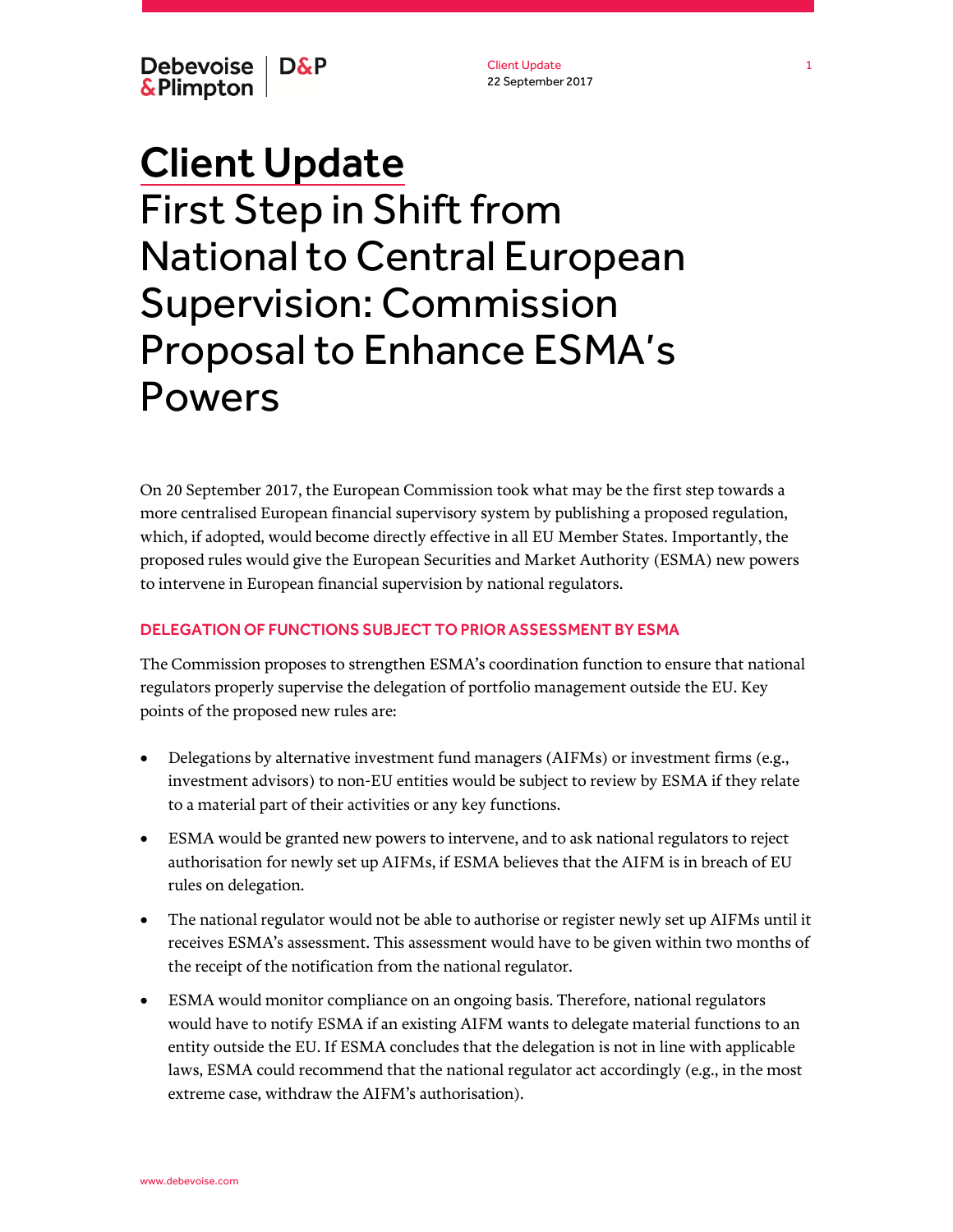# Client Update
## First Step in Shift from National to Central European Supervision: Commission Proposal to Enhance ESMA's Powers

On 20 September 2017, the European Commission took what may be the first step towards a more centralised European financial supervisory system by publishing a proposed regulation, which, if adopted, would become directly effective in all EU Member States. Importantly, the proposed rules would give the European Securities and Market Authority (ESMA) new powers to intervene in European financial supervision by national regulators.

### DELEGATION OF FUNCTIONS SUBJECT TO PRIOR ASSESSMENT BY ESMA

The Commission proposes to strengthen ESMA's coordination function to ensure that national regulators properly supervise the delegation of portfolio management outside the EU. Key points of the proposed new rules are:

- Delegations by alternative investment fund managers (AIFMs) or investment firms (e.g., investment advisors) to non-EU entities would be subject to review by ESMA if they relate to a material part of their activities or any key functions.
- ESMA would be granted new powers to intervene, and to ask national regulators to reject authorisation for newly set up AIFMs, if ESMA believes that the AIFM is in breach of EU rules on delegation.
- The national regulator would not be able to authorise or register newly set up AIFMs until it receives ESMA's assessment. This assessment would have to be given within two months of the receipt of the notification from the national regulator.
- ESMA would monitor compliance on an ongoing basis. Therefore, national regulators would have to notify ESMA if an existing AIFM wants to delegate material functions to an entity outside the EU. If ESMA concludes that the delegation is not in line with applicable laws, ESMA could recommend that the national regulator act accordingly (e.g., in the most extreme case, withdraw the AIFM's authorisation).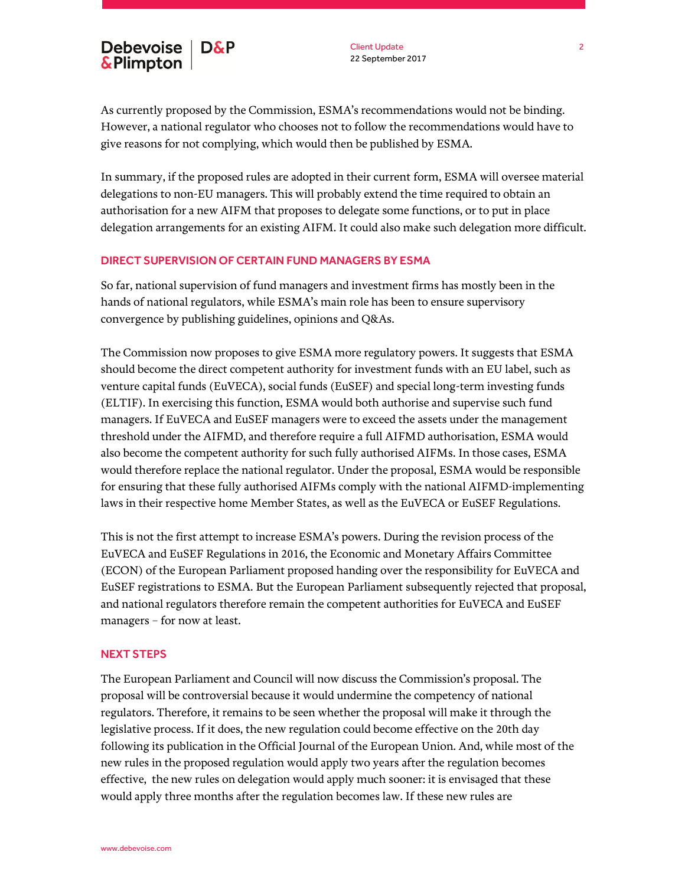As currently proposed by the Commission, ESMA's recommendations would not be binding. However, a national regulator who chooses not to follow the recommendations would have to give reasons for not complying, which would then be published by ESMA.

In summary, if the proposed rules are adopted in their current form, ESMA will oversee material delegations to non-EU managers. This will probably extend the time required to obtain an authorisation for a new AIFM that proposes to delegate some functions, or to put in place delegation arrangements for an existing AIFM. It could also make such delegation more difficult.

## DIRECT SUPERVISION OF CERTAIN FUND MANAGERS BY ESMA

So far, national supervision of fund managers and investment firms has mostly been in the hands of national regulators, while ESMA's main role has been to ensure supervisory convergence by publishing guidelines, opinions and Q&As.

The Commission now proposes to give ESMA more regulatory powers. It suggests that ESMA should become the direct competent authority for investment funds with an EU label, such as venture capital funds (EuVECA), social funds (EuSEF) and special long-term investing funds (ELTIF). In exercising this function, ESMA would both authorise and supervise such fund managers. If EuVECA and EuSEF managers were to exceed the assets under the management threshold under the AIFMD, and therefore require a full AIFMD authorisation, ESMA would also become the competent authority for such fully authorised AIFMs. In those cases, ESMA would therefore replace the national regulator. Under the proposal, ESMA would be responsible for ensuring that these fully authorised AIFMs comply with the national AIFMD-implementing laws in their respective home Member States, as well as the EuVECA or EuSEF Regulations.

This is not the first attempt to increase ESMA's powers. During the revision process of the EuVECA and EuSEF Regulations in 2016, the Economic and Monetary Affairs Committee (ECON) of the European Parliament proposed handing over the responsibility for EuVECA and EuSEF registrations to ESMA. But the European Parliament subsequently rejected that proposal, and national regulators therefore remain the competent authorities for EuVECA and EuSEF managers – for now at least.

## NEXT STEPS

The European Parliament and Council will now discuss the Commission's proposal. The proposal will be controversial because it would undermine the competency of national regulators. Therefore, it remains to be seen whether the proposal will make it through the legislative process. If it does, the new regulation could become effective on the 20th day following its publication in the Official Journal of the European Union. And, while most of the new rules in the proposed regulation would apply two years after the regulation becomes effective, the new rules on delegation would apply much sooner: it is envisaged that these would apply three months after the regulation becomes law. If these new rules are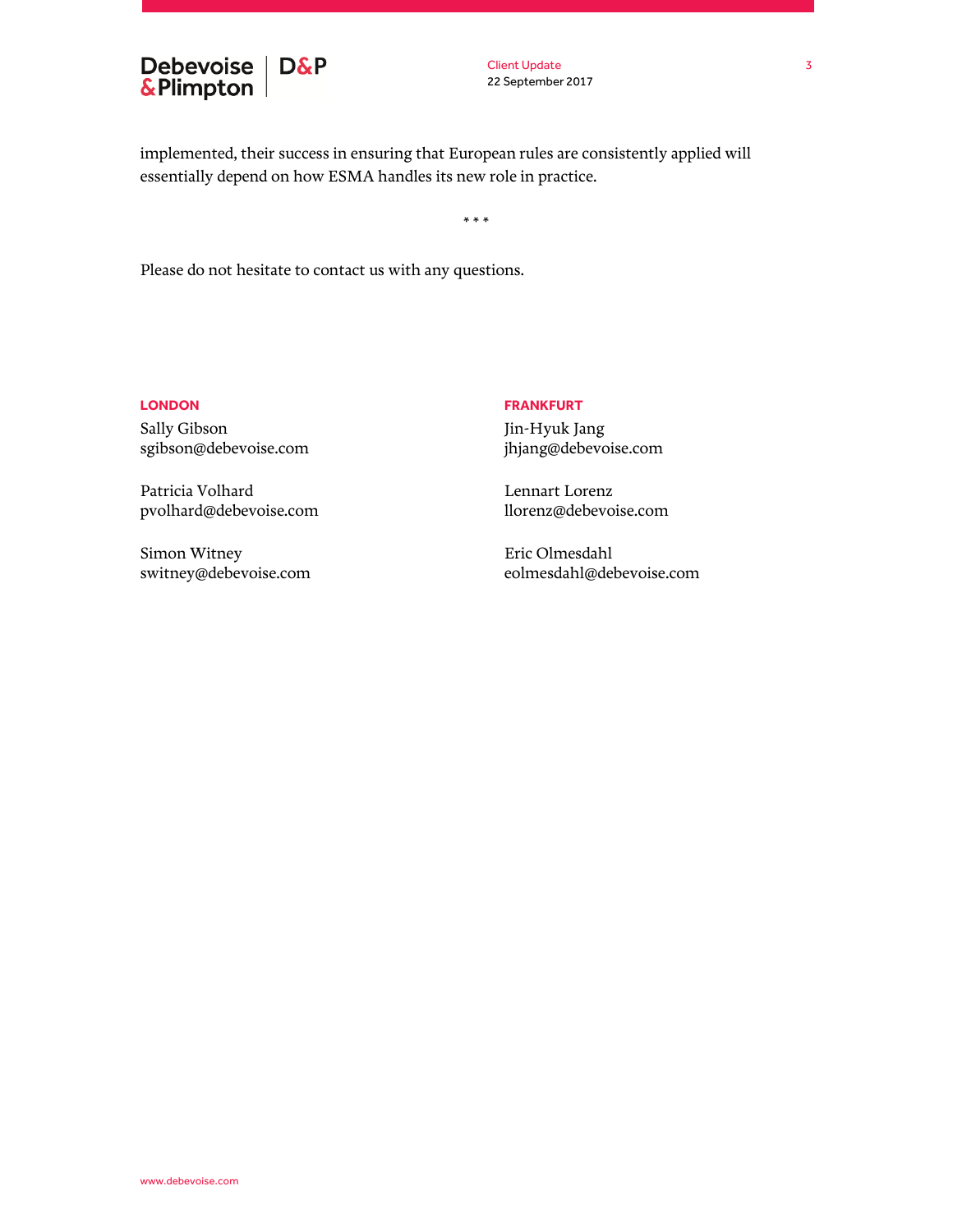implemented, their success in ensuring that European rules are consistently applied will essentially depend on how ESMA handles its new role in practice.

\* \* \*

Please do not hesitate to contact us with any questions.

**LONDON**

Sally Gibson
sgibson@debevoise.com

Patricia Volhard
pvolhard@debevoise.com

Simon Witney
switney@debevoise.com

**FRANKFURT**

Jin-Hyuk Jang
jhjang@debevoise.com

Lennart Lorenz
llorenz@debevoise.com

Eric Olmesdahl
eolmesdahl@debevoise.com